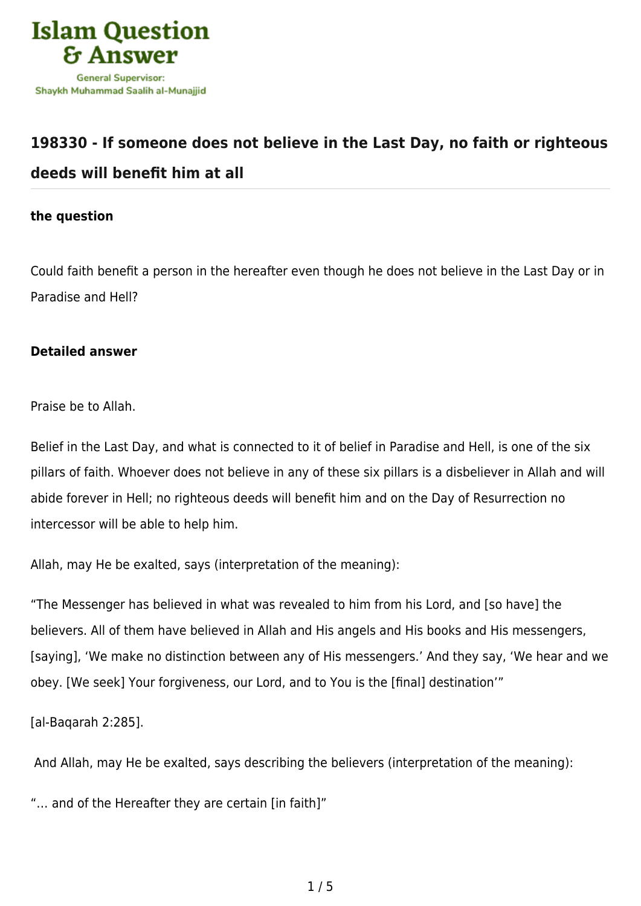# Islam Question & Answer

General Supervisor: Shaykh Muhammad Saalih al-Munajjid

## 198330 - If someone does not believe in the Last Day, no faith or righteous deeds will benefit him at all

### the question

Could faith benefit a person in the hereafter even though he does not believe in the Last Day or in Paradise and Hell?

### Detailed answer

Praise be to Allah.

Belief in the Last Day, and what is connected to it of belief in Paradise and Hell, is one of the six pillars of faith. Whoever does not believe in any of these six pillars is a disbeliever in Allah and will abide forever in Hell; no righteous deeds will benefit him and on the Day of Resurrection no intercessor will be able to help him.

Allah, may He be exalted, says (interpretation of the meaning):

"The Messenger has believed in what was revealed to him from his Lord, and [so have] the believers. All of them have believed in Allah and His angels and His books and His messengers, [saying], 'We make no distinction between any of His messengers.' And they say, 'We hear and we obey. [We seek] Your forgiveness, our Lord, and to You is the [final] destination'"

[al-Baqarah 2:285].

And Allah, may He be exalted, says describing the believers (interpretation of the meaning):

"... and of the Hereafter they are certain [in faith]"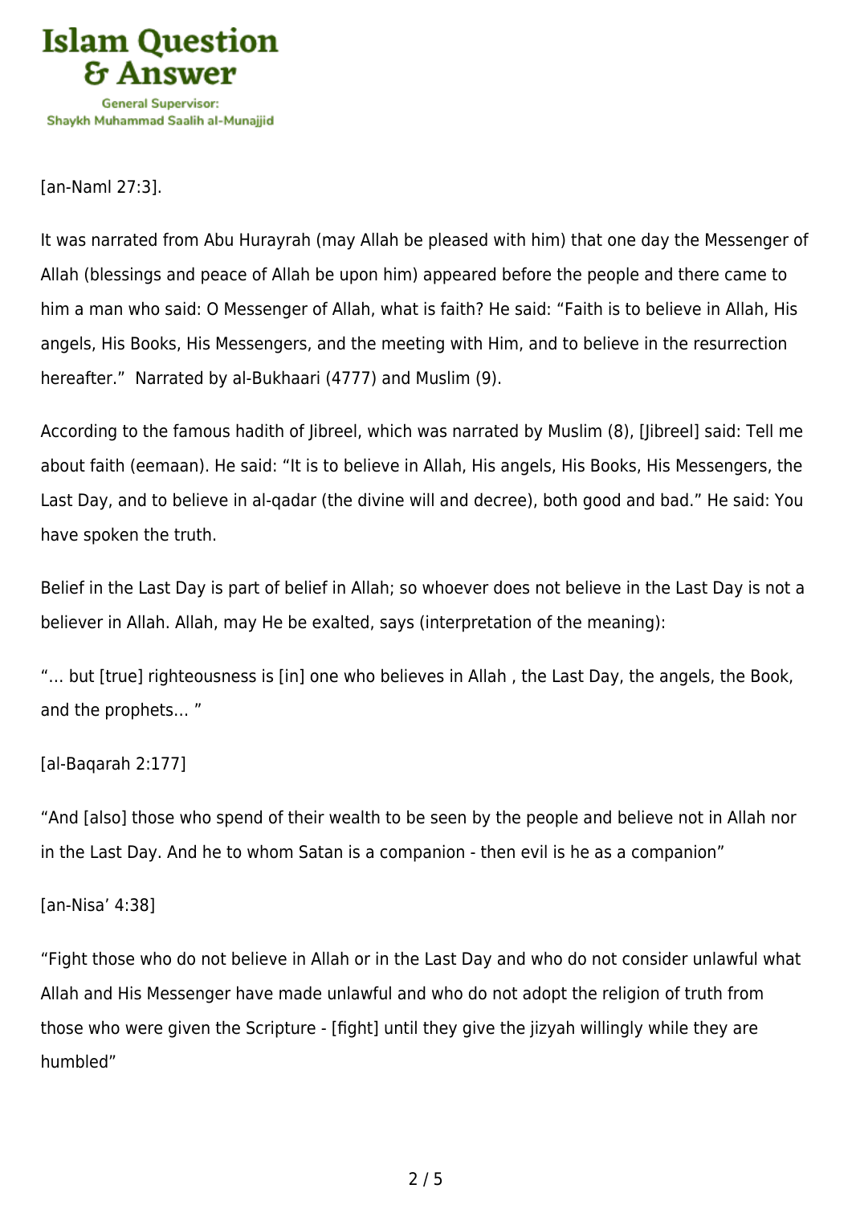[an-Naml 27:3].

It was narrated from Abu Hurayrah (may Allah be pleased with him) that one day the Messenger of Allah (blessings and peace of Allah be upon him) appeared before the people and there came to him a man who said: O Messenger of Allah, what is faith? He said: "Faith is to believe in Allah, His angels, His Books, His Messengers, and the meeting with Him, and to believe in the resurrection hereafter." Narrated by al-Bukhaari (4777) and Muslim (9).

According to the famous hadith of Jibreel, which was narrated by Muslim (8), [Jibreel] said: Tell me about faith (eemaan). He said: "It is to believe in Allah, His angels, His Books, His Messengers, the Last Day, and to believe in al-qadar (the divine will and decree), both good and bad." He said: You have spoken the truth.

Belief in the Last Day is part of belief in Allah; so whoever does not believe in the Last Day is not a believer in Allah. Allah, may He be exalted, says (interpretation of the meaning):

"... but [true] righteousness is [in] one who believes in Allah , the Last Day, the angels, the Book, and the prophets... "

[al-Baqarah 2:177]

"And [also] those who spend of their wealth to be seen by the people and believe not in Allah nor in the Last Day. And he to whom Satan is a companion - then evil is he as a companion"

[an-Nisa' 4:38]

"Fight those who do not believe in Allah or in the Last Day and who do not consider unlawful what Allah and His Messenger have made unlawful and who do not adopt the religion of truth from those who were given the Scripture - [fight] until they give the jizyah willingly while they are humbled"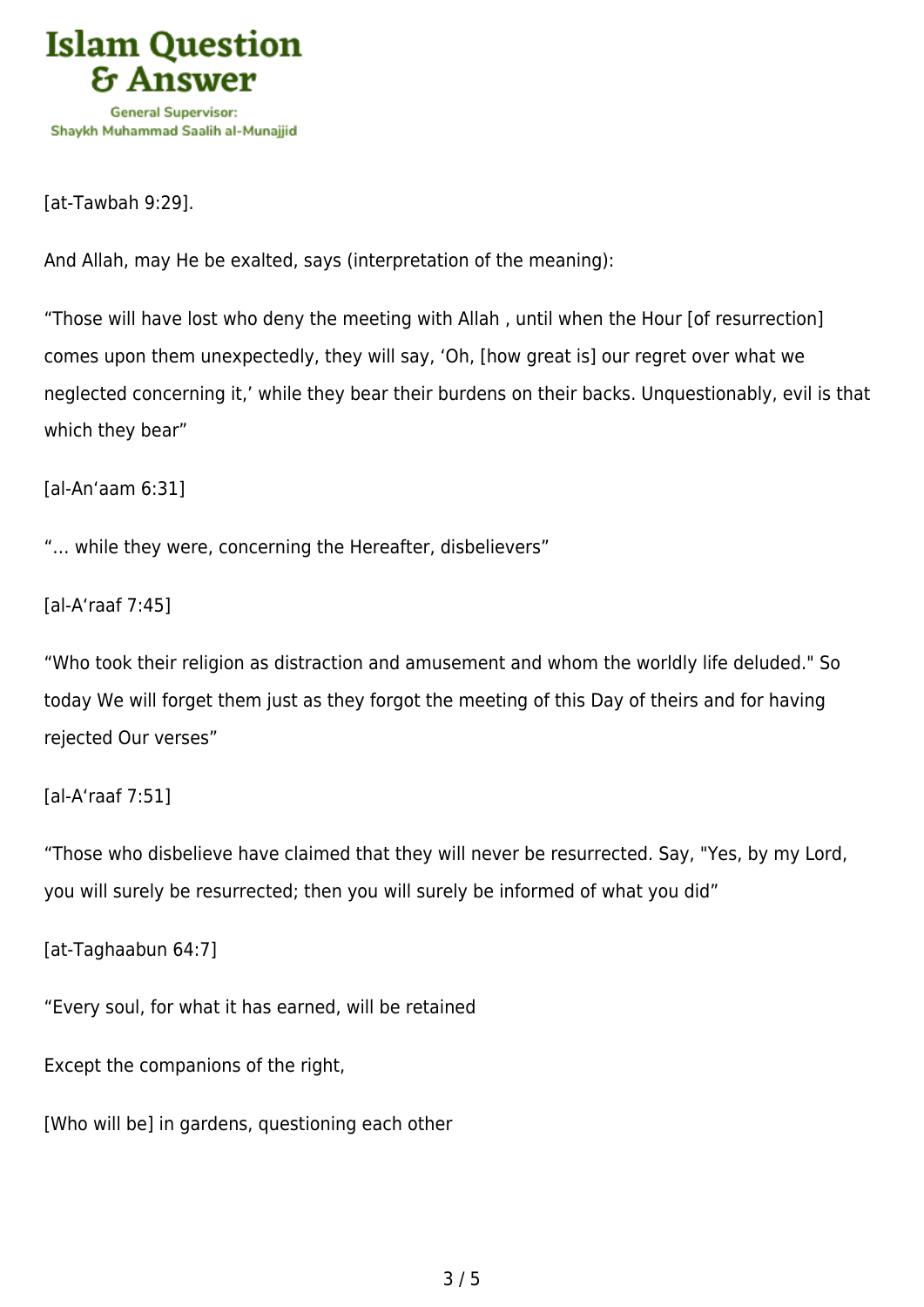[at-Tawbah 9:29].

And Allah, may He be exalted, says (interpretation of the meaning):

“Those will have lost who deny the meeting with Allah , until when the Hour [of resurrection] comes upon them unexpectedly, they will say, ‘Oh, [how great is] our regret over what we neglected concerning it,’ while they bear their burdens on their backs. Unquestionably, evil is that which they bear”

[al-An‘aam 6:31]

“… while they were, concerning the Hereafter, disbelievers”

[al-A‘raaf 7:45]

“Who took their religion as distraction and amusement and whom the worldly life deluded." So today We will forget them just as they forgot the meeting of this Day of theirs and for having rejected Our verses”

[al-A‘raaf 7:51]

“Those who disbelieve have claimed that they will never be resurrected. Say, "Yes, by my Lord, you will surely be resurrected; then you will surely be informed of what you did”

[at-Taghaabun 64:7]

“Every soul, for what it has earned, will be retained

Except the companions of the right,

[Who will be] in gardens, questioning each other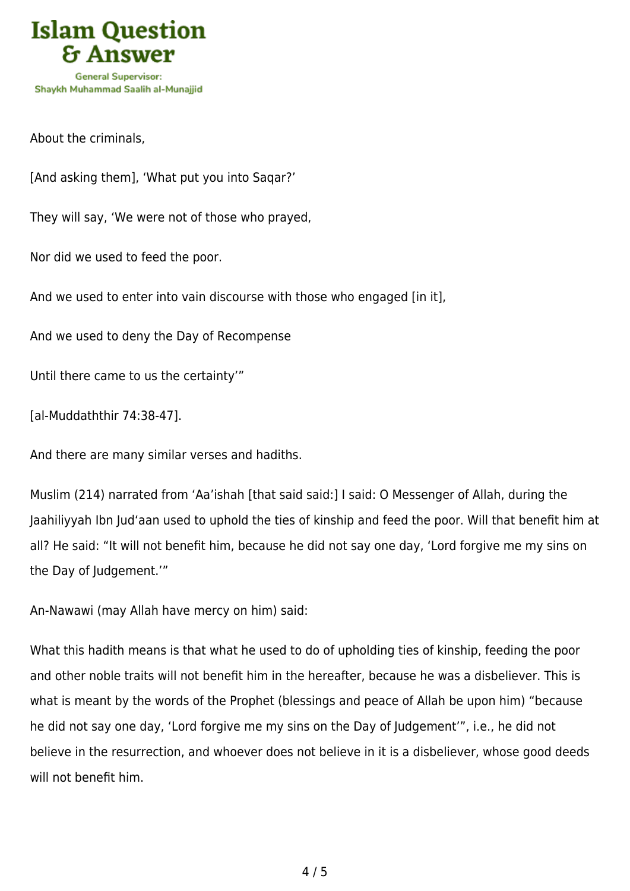About the criminals,

[And asking them], ‘What put you into Saqar?’

They will say, ‘We were not of those who prayed,

Nor did we used to feed the poor.

And we used to enter into vain discourse with those who engaged [in it],

And we used to deny the Day of Recompense

Until there came to us the certainty’”

[al-Muddaththir 74:38-47].

And there are many similar verses and hadiths.

Muslim (214) narrated from ‘Aa’ishah [that said said:] I said: O Messenger of Allah, during the Jaahiliyyah Ibn Jud‘aan used to uphold the ties of kinship and feed the poor. Will that benefit him at all? He said: “It will not benefit him, because he did not say one day, ‘Lord forgive me my sins on the Day of Judgement.’”

An-Nawawi (may Allah have mercy on him) said:

What this hadith means is that what he used to do of upholding ties of kinship, feeding the poor and other noble traits will not benefit him in the hereafter, because he was a disbeliever. This is what is meant by the words of the Prophet (blessings and peace of Allah be upon him) “because he did not say one day, ‘Lord forgive me my sins on the Day of Judgement’”, i.e., he did not believe in the resurrection, and whoever does not believe in it is a disbeliever, whose good deeds will not benefit him.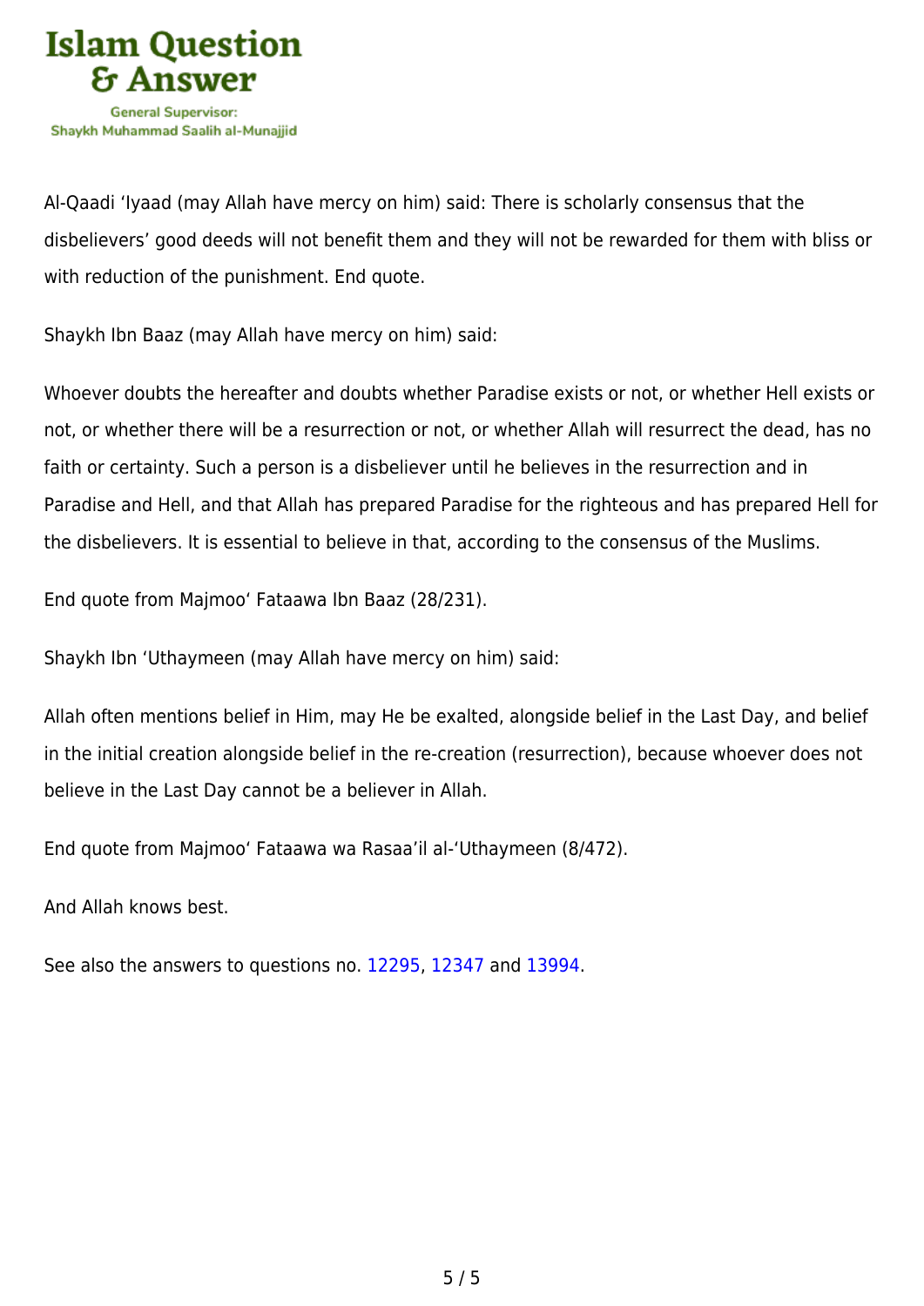Al-Qaadi ‘Iyaad (may Allah have mercy on him) said: There is scholarly consensus that the disbelievers’ good deeds will not benefit them and they will not be rewarded for them with bliss or with reduction of the punishment. End quote.

Shaykh Ibn Baaz (may Allah have mercy on him) said:

Whoever doubts the hereafter and doubts whether Paradise exists or not, or whether Hell exists or not, or whether there will be a resurrection or not, or whether Allah will resurrect the dead, has no faith or certainty. Such a person is a disbeliever until he believes in the resurrection and in Paradise and Hell, and that Allah has prepared Paradise for the righteous and has prepared Hell for the disbelievers. It is essential to believe in that, according to the consensus of the Muslims.

End quote from Majmoo‘ Fataawa Ibn Baaz (28/231).

Shaykh Ibn ‘Uthaymeen (may Allah have mercy on him) said:

Allah often mentions belief in Him, may He be exalted, alongside belief in the Last Day, and belief in the initial creation alongside belief in the re-creation (resurrection), because whoever does not believe in the Last Day cannot be a believer in Allah.

End quote from Majmoo‘ Fataawa wa Rasaa’il al-‘Uthaymeen (8/472).

And Allah knows best.

See also the answers to questions no. 12295, 12347 and 13994.